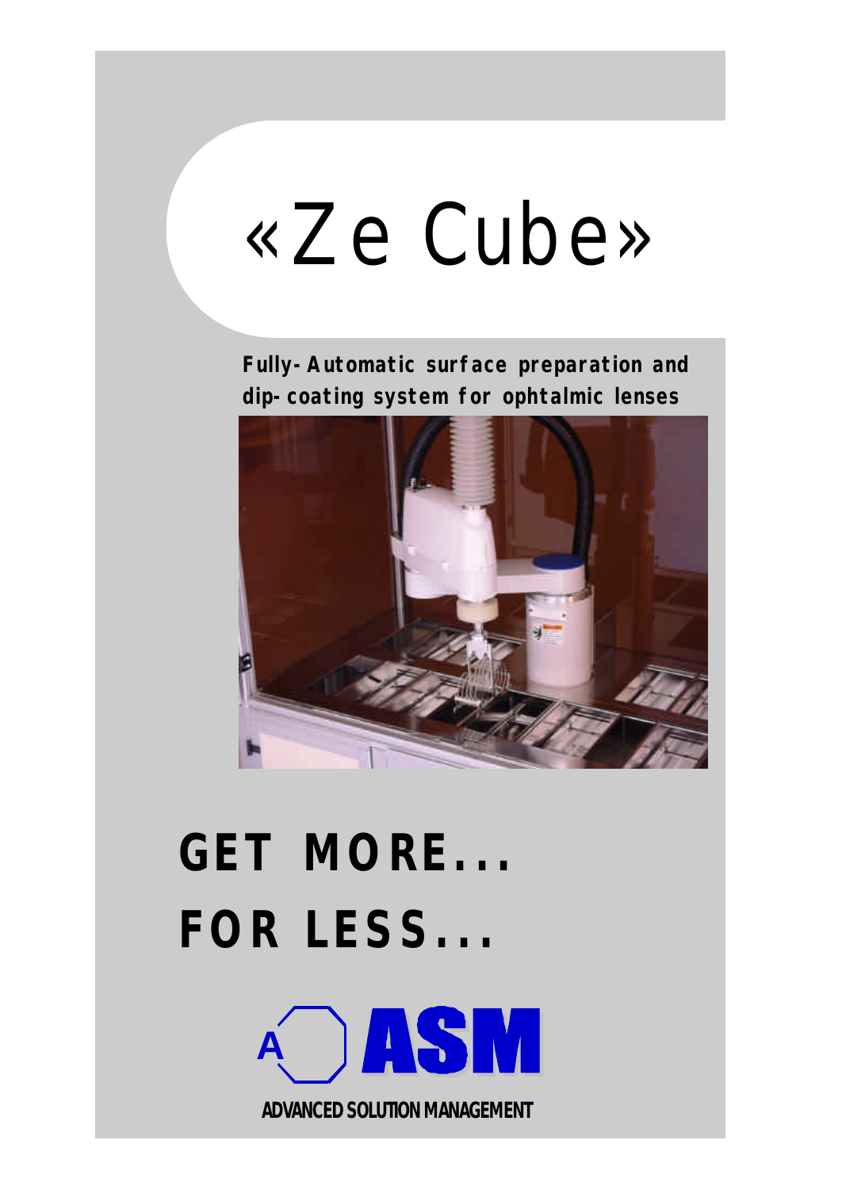# «Ze Cube»

**Fully-Automatic surface preparation and dip-coating system for ophtalmic lenses**

# GET MORE...
# FOR LESS...

ASM

**ADVANCED SOLUTION MANAGEMENT**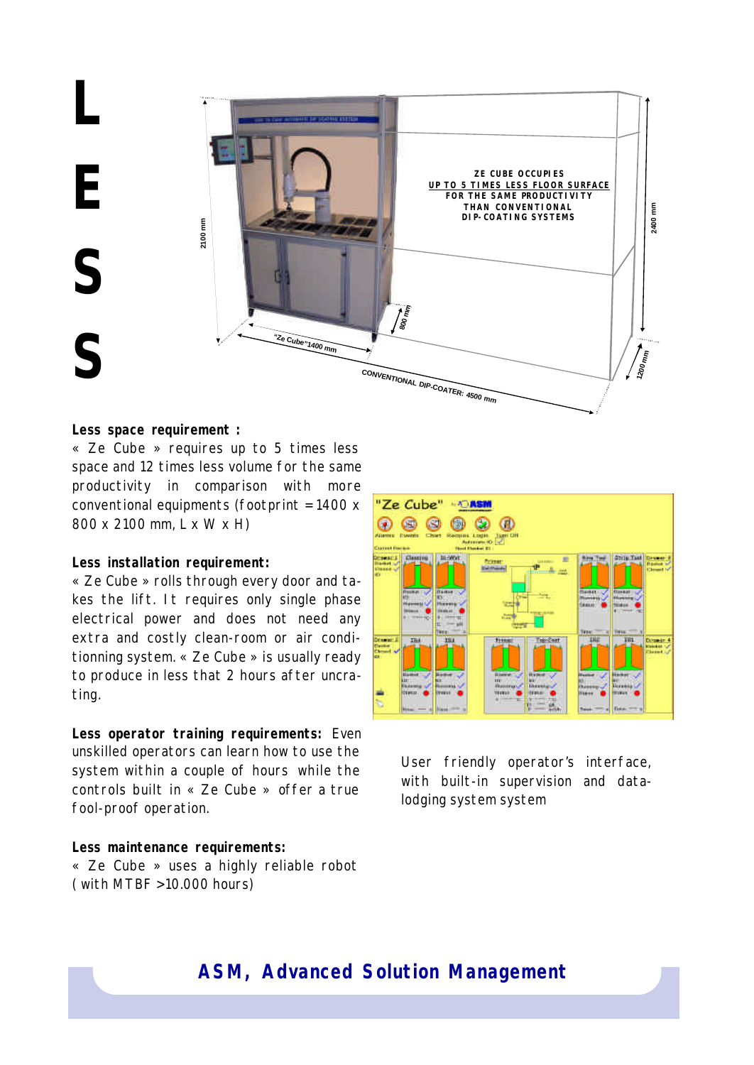# L E S S

ZE CUBE OCCUPIES UP TO 5 TIMES LESS FLOOR SURFACE FOR THE SAME PRODUCTIVITY THAN CONVENTIONAL DIP-COATING SYSTEMS

**Less space requirement :**
« Ze Cube » requires up to 5 times less space and 12 times less volume for the same productivity in comparison with more conventional equipments (footprint = 1400 x 800 x 2100 mm, L x W x H)

**Less installation requirement:**
« Ze Cube » rolls through every door and takes the lift. It requires only single phase electrical power and does not need any extra and costly clean-room or air conditionning system. « Ze Cube » is usually ready to produce in less that 2 hours after uncrating.

**Less operator training requirements:** Even unskilled operators can learn how to use the system within a couple of hours while the controls built in « Ze Cube » offer a true fool-proof operation.

**Less maintenance requirements:**
« Ze Cube » uses a highly reliable robot (with MTBF >10.000 hours)

User friendly operator's interface, with built-in supervision and data-lodging system system

**ASM, Advanced Solution Management**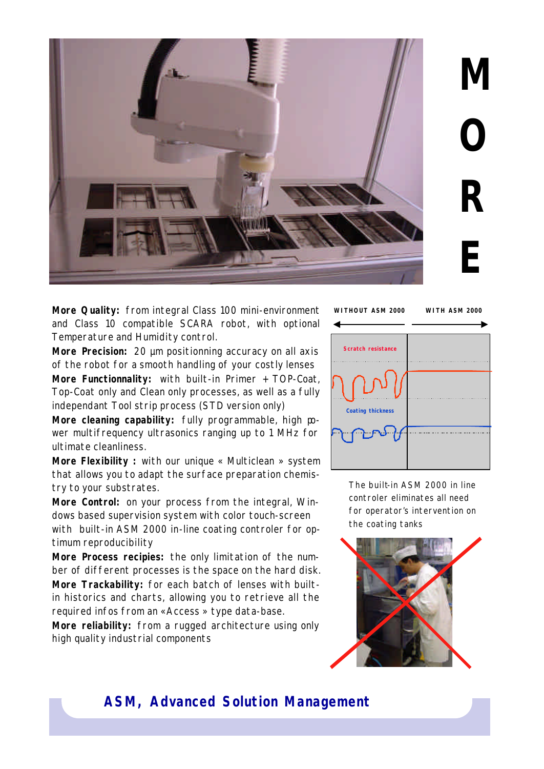# M O R E

**More Quality:** from integral Class 100 mini-environment and Class 10 compatible SCARA robot, with optional Temperature and Humidity control.

**More Precision:** 20 µm positionning accuracy on all axis of the robot for a smooth handling of your costly lenses

**More Functionnality:** with built-in Primer + TOP-Coat, Top-Coat only and Clean only processes, as well as a fully independant Tool strip process (STD version only)

**More cleaning capability:** fully programmable, high power multifrequency ultrasonics ranging up to 1 MHz for ultimate cleanliness.

**More Flexibility :** with our unique « Multiclean » system that allows you to adapt the surface preparation chemistry to your substrates.

**More Control:** on your process from the integral, Windows based supervision system with color touch-screen with built-in ASM 2000 in-line coating controler for optimum reproducibility

**More Process recipies:** the only limitation of the number of different processes is the space on the hard disk.

**More Trackability:** for each batch of lenses with built-in historics and charts, allowing you to retrieve all the required infos from an «Access » type data-base.

**More reliability:** from a rugged architecture using only high quality industrial components

WITHOUT ASM 2000 — WITH ASM 2000

Scratch resistance

Coating thickness

The built-in ASM 2000 in line controler eliminates all need for operator's intervention on the coating tanks

## ASM, Advanced Solution Management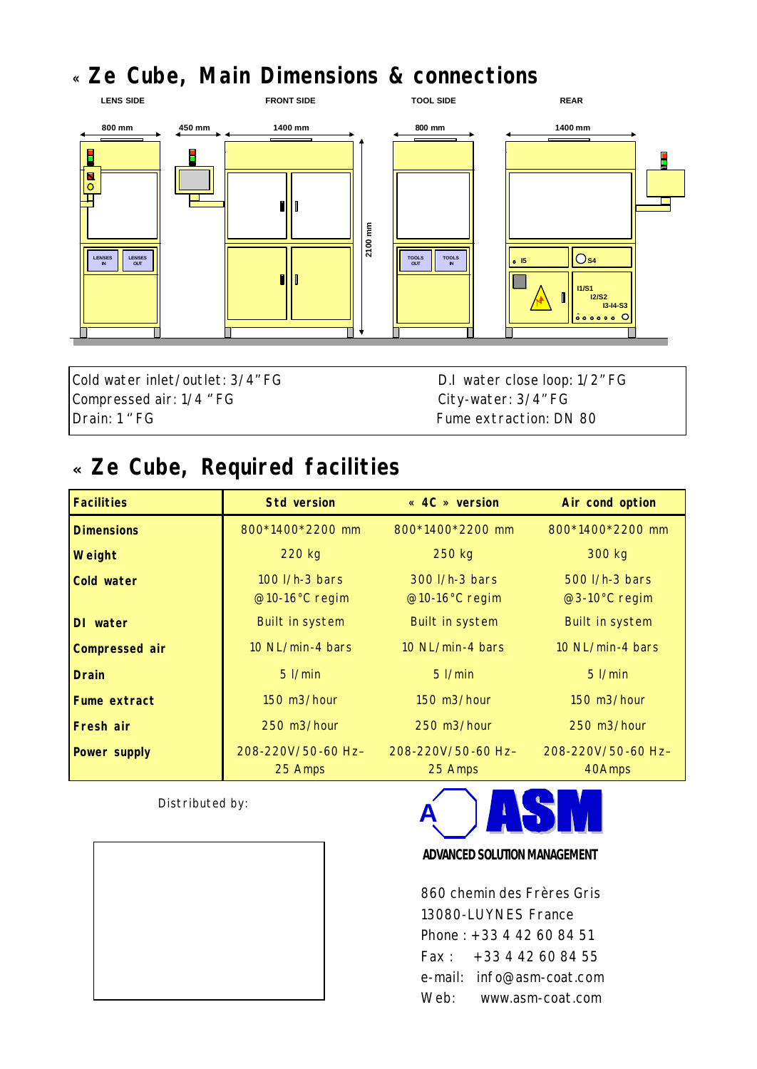# « Ze Cube, Main Dimensions & connections

LENS SIDE

FRONT SIDE

TOOL SIDE

REAR

800 mm

450 mm

1400 mm

800 mm

1400 mm

2100 mm

LENSES IN

LENSES OUT

TOOLS OUT

TOOLS IN

I5

S4

I1/S1

I2/S2

I3-I4-S3

| | |
|---|---|
| Cold water inlet/outlet: 3/4" FG | D.I water close loop: 1/2" FG |
| Compressed air: 1/4 " FG | City-water: 3/4" FG |
| Drain: 1 " FG | Fume extraction: DN 80 |

# « Ze Cube, Required facilities

| Facilities | Std version | « 4C » version | Air cond option |
|---|---|---|---|
| **Dimensions** | 800*1400*2200 mm | 800*1400*2200 mm | 800*1400*2200 mm |
| **Weight** | 220 kg | 250 kg | 300 kg |
| **Cold water** | 100 l/h-3 bars @10-16°C regim | 300 l/h-3 bars @10-16°C regim | 500 l/h-3 bars @3-10°C regim |
| **DI water** | Built in system | Built in system | Built in system |
| **Compressed air** | 10 NL/min-4 bars | 10 NL/min-4 bars | 10 NL/min-4 bars |
| **Drain** | 5 l/min | 5 l/min | 5 l/min |
| **Fume extract** | 150 m3/hour | 150 m3/hour | 150 m3/hour |
| **Fresh air** | 250 m3/hour | 250 m3/hour | 250 m3/hour |
| **Power supply** | 208-220V/50-60 Hz-25 Amps | 208-220V/50-60 Hz-25 Amps | 208-220V/50-60 Hz-40Amps |

Distributed by:

ASM

ADVANCED SOLUTION MANAGEMENT

860 chemin des Frères Gris
13080-LUYNES France
Phone : +33 4 42 60 84 51
Fax : +33 4 42 60 84 55
e-mail: info@asm-coat.com
Web: www.asm-coat.com